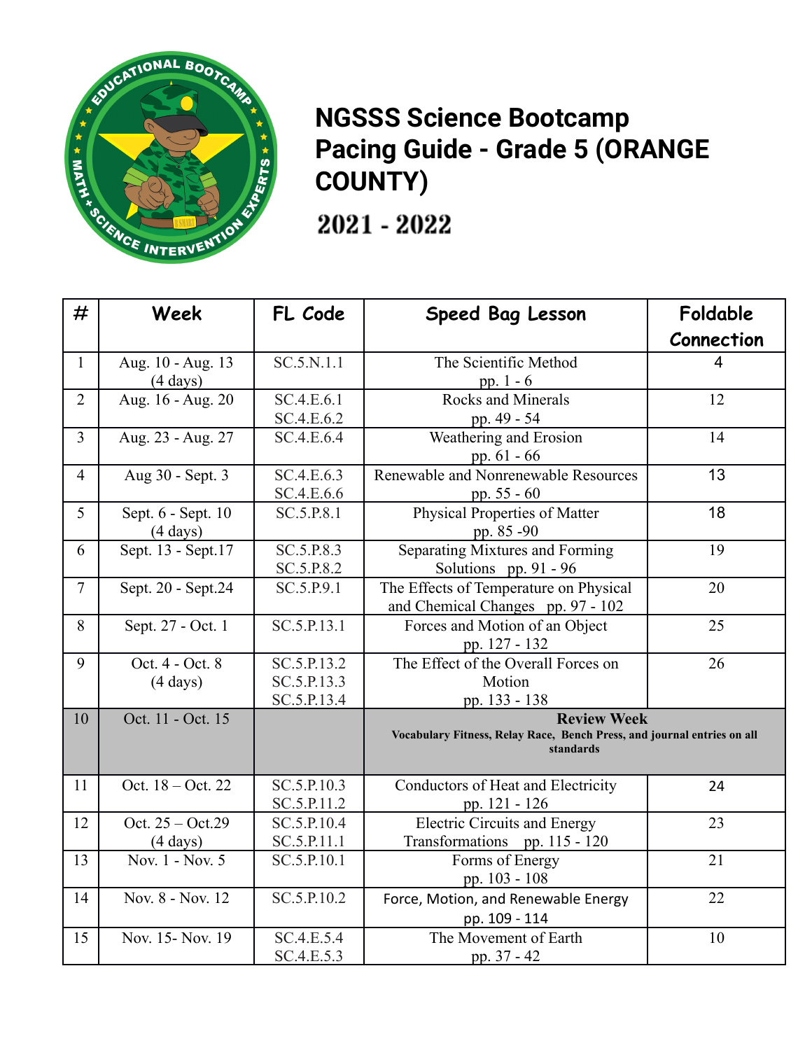# NGSSS Science Bootcamp Pacing Guide - Grade 5 (ORANGE COUNTY)

## 2021 - 2022

| # | Week | FL Code | Speed Bag Lesson | Foldable Connection |
|---|---|---|---|---|
| 1 | Aug. 10 - Aug. 13 (4 days) | SC.5.N.1.1 | The Scientific Method pp. 1 - 6 | 4 |
| 2 | Aug. 16 - Aug. 20 | SC.4.E.6.1 SC.4.E.6.2 | Rocks and Minerals pp. 49 - 54 | 12 |
| 3 | Aug. 23 - Aug. 27 | SC.4.E.6.4 | Weathering and Erosion pp. 61 - 66 | 14 |
| 4 | Aug 30 - Sept. 3 | SC.4.E.6.3 SC.4.E.6.6 | Renewable and Nonrenewable Resources pp. 55 - 60 | 13 |
| 5 | Sept. 6 - Sept. 10 (4 days) | SC.5.P.8.1 | Physical Properties of Matter pp. 85 -90 | 18 |
| 6 | Sept. 13 - Sept.17 | SC.5.P.8.3 SC.5.P.8.2 | Separating Mixtures and Forming Solutions pp. 91 - 96 | 19 |
| 7 | Sept. 20 - Sept.24 | SC.5.P.9.1 | The Effects of Temperature on Physical and Chemical Changes pp. 97 - 102 | 20 |
| 8 | Sept. 27 - Oct. 1 | SC.5.P.13.1 | Forces and Motion of an Object pp. 127 - 132 | 25 |
| 9 | Oct. 4 - Oct. 8 (4 days) | SC.5.P.13.2 SC.5.P.13.3 SC.5.P.13.4 | The Effect of the Overall Forces on Motion pp. 133 - 138 | 26 |
| 10 | Oct. 11 - Oct. 15 | | **Review Week** **Vocabulary Fitness, Relay Race, Bench Press, and journal entries on all standards** | |
| 11 | Oct. 18 – Oct. 22 | SC.5.P.10.3 SC.5.P.11.2 | Conductors of Heat and Electricity pp. 121 - 126 | 24 |
| 12 | Oct. 25 – Oct.29 (4 days) | SC.5.P.10.4 SC.5.P.11.1 | Electric Circuits and Energy Transformations pp. 115 - 120 | 23 |
| 13 | Nov. 1 - Nov. 5 | SC.5.P.10.1 | Forms of Energy pp. 103 - 108 | 21 |
| 14 | Nov. 8 - Nov. 12 | SC.5.P.10.2 | Force, Motion, and Renewable Energy pp. 109 - 114 | 22 |
| 15 | Nov. 15- Nov. 19 | SC.4.E.5.4 SC.4.E.5.3 | The Movement of Earth pp. 37 - 42 | 10 |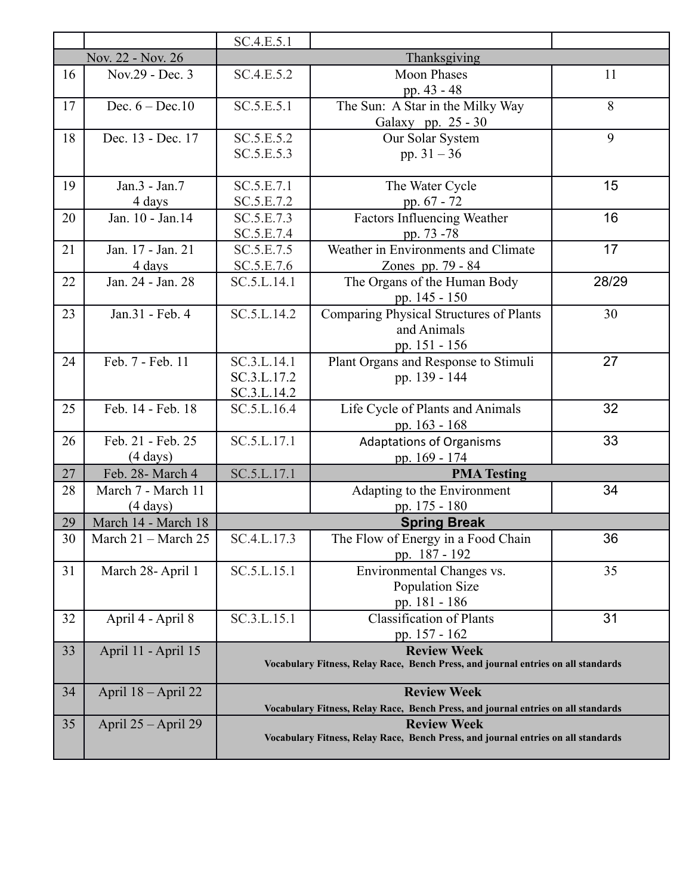| | | | | |
|---|---|---|---|---|
| | | SC.4.E.5.1 | | |
| Nov. 22 - Nov. 26 | | Thanksgiving | | |
| 16 | Nov.29 - Dec. 3 | SC.4.E.5.2 | Moon Phases<br>pp. 43 - 48 | 11 |
| 17 | Dec. 6 – Dec.10 | SC.5.E.5.1 | The Sun: A Star in the Milky Way Galaxy pp. 25 - 30 | 8 |
| 18 | Dec. 13 - Dec. 17 | SC.5.E.5.2<br>SC.5.E.5.3 | Our Solar System<br>pp. 31 – 36 | 9 |
| 19 | Jan.3 - Jan.7<br>4 days | SC.5.E.7.1<br>SC.5.E.7.2 | The Water Cycle<br>pp. 67 - 72 | 15 |
| 20 | Jan. 10 - Jan.14 | SC.5.E.7.3<br>SC.5.E.7.4 | Factors Influencing Weather<br>pp. 73 -78 | 16 |
| 21 | Jan. 17 - Jan. 21<br>4 days | SC.5.E.7.5<br>SC.5.E.7.6 | Weather in Environments and Climate Zones pp. 79 - 84 | 17 |
| 22 | Jan. 24 - Jan. 28 | SC.5.L.14.1 | The Organs of the Human Body<br>pp. 145 - 150 | 28/29 |
| 23 | Jan.31 - Feb. 4 | SC.5.L.14.2 | Comparing Physical Structures of Plants and Animals<br>pp. 151 - 156 | 30 |
| 24 | Feb. 7 - Feb. 11 | SC.3.L.14.1<br>SC.3.L.17.2<br>SC.3.L.14.2 | Plant Organs and Response to Stimuli<br>pp. 139 - 144 | 27 |
| 25 | Feb. 14 - Feb. 18 | SC.5.L.16.4 | Life Cycle of Plants and Animals<br>pp. 163 - 168 | 32 |
| 26 | Feb. 21 - Feb. 25<br>(4 days) | SC.5.L.17.1 | Adaptations of Organisms<br>pp. 169 - 174 | 33 |
| 27 | Feb. 28- March 4 | SC.5.L.17.1 | **PMA Testing** | |
| 28 | March 7 - March 11<br>(4 days) | | Adapting to the Environment<br>pp. 175 - 180 | 34 |
| 29 | March 14 - March 18 | **Spring Break** | | |
| 30 | March 21 – March 25 | SC.4.L.17.3 | The Flow of Energy in a Food Chain<br>pp. 187 - 192 | 36 |
| 31 | March 28- April 1 | SC.5.L.15.1 | Environmental Changes vs. Population Size<br>pp. 181 - 186 | 35 |
| 32 | April 4 - April 8 | SC.3.L.15.1 | Classification of Plants<br>pp. 157 - 162 | 31 |
| 33 | April 11 - April 15 | **Review Week**<br>**Vocabulary Fitness, Relay Race, Bench Press, and journal entries on all standards** | | |
| 34 | April 18 – April 22 | **Review Week**<br>**Vocabulary Fitness, Relay Race, Bench Press, and journal entries on all standards** | | |
| 35 | April 25 – April 29 | **Review Week**<br>**Vocabulary Fitness, Relay Race, Bench Press, and journal entries on all standards** | | |